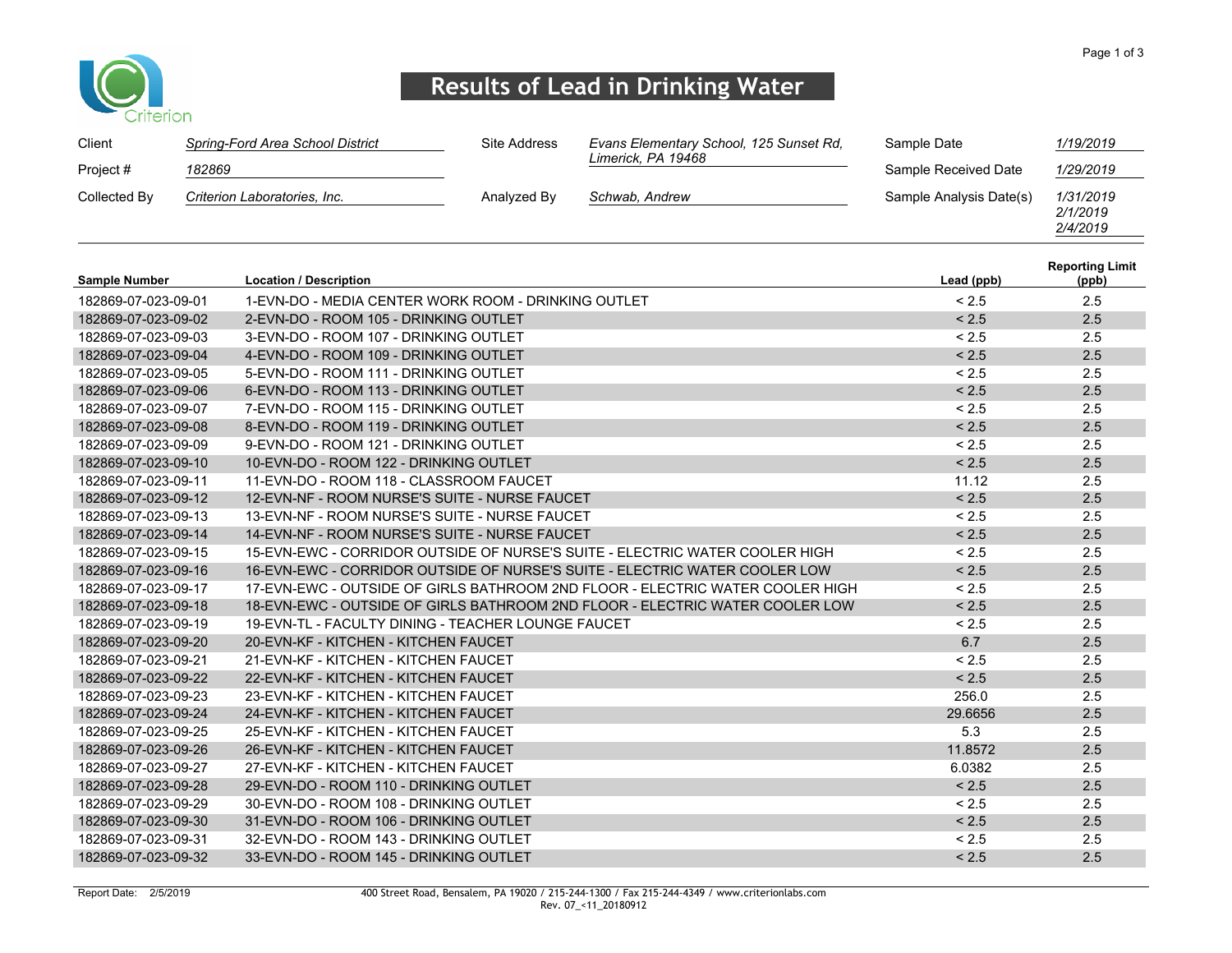Criterion

# Results of Lead in Drinking Water

| | | | | | |
|---|---|---|---|---|---|
| Client | *Spring-Ford Area School District* | Site Address | *Evans Elementary School, 125 Sunset Rd, Limerick, PA 19468* | Sample Date | *1/19/2019* |
| Project # | *182869* | | | Sample Received Date | *1/29/2019* |
| Collected By | *Criterion Laboratories, Inc.* | Analyzed By | *Schwab, Andrew* | Sample Analysis Date(s) | *1/31/2019 2/1/2019 2/4/2019* |

| Sample Number | Location / Description | Lead (ppb) | Reporting Limit (ppb) |
|---|---|---|---|
| 182869-07-023-09-01 | 1-EVN-DO - MEDIA CENTER WORK ROOM - DRINKING OUTLET | < 2.5 | 2.5 |
| 182869-07-023-09-02 | 2-EVN-DO - ROOM 105 - DRINKING OUTLET | < 2.5 | 2.5 |
| 182869-07-023-09-03 | 3-EVN-DO - ROOM 107 - DRINKING OUTLET | < 2.5 | 2.5 |
| 182869-07-023-09-04 | 4-EVN-DO - ROOM 109 - DRINKING OUTLET | < 2.5 | 2.5 |
| 182869-07-023-09-05 | 5-EVN-DO - ROOM 111 - DRINKING OUTLET | < 2.5 | 2.5 |
| 182869-07-023-09-06 | 6-EVN-DO - ROOM 113 - DRINKING OUTLET | < 2.5 | 2.5 |
| 182869-07-023-09-07 | 7-EVN-DO - ROOM 115 - DRINKING OUTLET | < 2.5 | 2.5 |
| 182869-07-023-09-08 | 8-EVN-DO - ROOM 119 - DRINKING OUTLET | < 2.5 | 2.5 |
| 182869-07-023-09-09 | 9-EVN-DO - ROOM 121 - DRINKING OUTLET | < 2.5 | 2.5 |
| 182869-07-023-09-10 | 10-EVN-DO - ROOM 122 - DRINKING OUTLET | < 2.5 | 2.5 |
| 182869-07-023-09-11 | 11-EVN-DO - ROOM 118 - CLASSROOM FAUCET | 11.12 | 2.5 |
| 182869-07-023-09-12 | 12-EVN-NF - ROOM NURSE'S SUITE - NURSE FAUCET | < 2.5 | 2.5 |
| 182869-07-023-09-13 | 13-EVN-NF - ROOM NURSE'S SUITE - NURSE FAUCET | < 2.5 | 2.5 |
| 182869-07-023-09-14 | 14-EVN-NF - ROOM NURSE'S SUITE - NURSE FAUCET | < 2.5 | 2.5 |
| 182869-07-023-09-15 | 15-EVN-EWC - CORRIDOR OUTSIDE OF NURSE'S SUITE - ELECTRIC WATER COOLER HIGH | < 2.5 | 2.5 |
| 182869-07-023-09-16 | 16-EVN-EWC - CORRIDOR OUTSIDE OF NURSE'S SUITE - ELECTRIC WATER COOLER LOW | < 2.5 | 2.5 |
| 182869-07-023-09-17 | 17-EVN-EWC - OUTSIDE OF GIRLS BATHROOM 2ND FLOOR - ELECTRIC WATER COOLER HIGH | < 2.5 | 2.5 |
| 182869-07-023-09-18 | 18-EVN-EWC - OUTSIDE OF GIRLS BATHROOM 2ND FLOOR - ELECTRIC WATER COOLER LOW | < 2.5 | 2.5 |
| 182869-07-023-09-19 | 19-EVN-TL - FACULTY DINING - TEACHER LOUNGE FAUCET | < 2.5 | 2.5 |
| 182869-07-023-09-20 | 20-EVN-KF - KITCHEN - KITCHEN FAUCET | 6.7 | 2.5 |
| 182869-07-023-09-21 | 21-EVN-KF - KITCHEN - KITCHEN FAUCET | < 2.5 | 2.5 |
| 182869-07-023-09-22 | 22-EVN-KF - KITCHEN - KITCHEN FAUCET | < 2.5 | 2.5 |
| 182869-07-023-09-23 | 23-EVN-KF - KITCHEN - KITCHEN FAUCET | 256.0 | 2.5 |
| 182869-07-023-09-24 | 24-EVN-KF - KITCHEN - KITCHEN FAUCET | 29.6656 | 2.5 |
| 182869-07-023-09-25 | 25-EVN-KF - KITCHEN - KITCHEN FAUCET | 5.3 | 2.5 |
| 182869-07-023-09-26 | 26-EVN-KF - KITCHEN - KITCHEN FAUCET | 11.8572 | 2.5 |
| 182869-07-023-09-27 | 27-EVN-KF - KITCHEN - KITCHEN FAUCET | 6.0382 | 2.5 |
| 182869-07-023-09-28 | 29-EVN-DO - ROOM 110 - DRINKING OUTLET | < 2.5 | 2.5 |
| 182869-07-023-09-29 | 30-EVN-DO - ROOM 108 - DRINKING OUTLET | < 2.5 | 2.5 |
| 182869-07-023-09-30 | 31-EVN-DO - ROOM 106 - DRINKING OUTLET | < 2.5 | 2.5 |
| 182869-07-023-09-31 | 32-EVN-DO - ROOM 143 - DRINKING OUTLET | < 2.5 | 2.5 |
| 182869-07-023-09-32 | 33-EVN-DO - ROOM 145 - DRINKING OUTLET | < 2.5 | 2.5 |

Report Date: 2/5/2019

400 Street Road, Bensalem, PA 19020 / 215-244-1300 / Fax 215-244-4349 / www.criterionlabs.com
Rev. 07_<11_20180912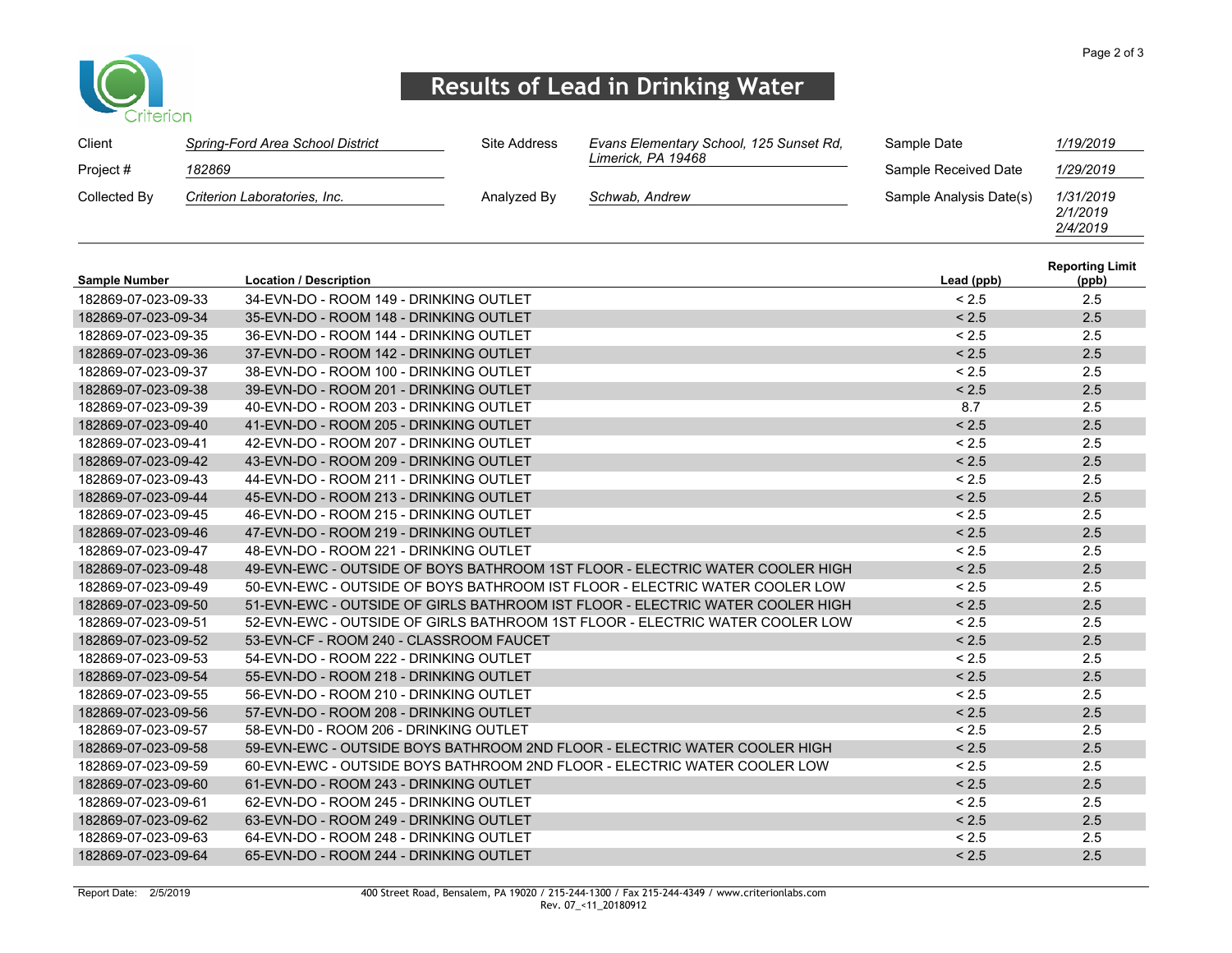# Results of Lead in Drinking Water

| Client | *Spring-Ford Area School District* | Site Address | *Evans Elementary School, 125 Sunset Rd, Limerick, PA 19468* | Sample Date | *1/19/2019* |
|---|---|---|---|---|---|
| Project # | *182869* | | | Sample Received Date | *1/29/2019* |
| Collected By | *Criterion Laboratories, Inc.* | Analyzed By | *Schwab, Andrew* | Sample Analysis Date(s) | *1/31/2019 2/1/2019 2/4/2019* |

| Sample Number | Location / Description | Lead (ppb) | Reporting Limit (ppb) |
|---|---|---|---|
| 182869-07-023-09-33 | 34-EVN-DO - ROOM 149 - DRINKING OUTLET | < 2.5 | 2.5 |
| 182869-07-023-09-34 | 35-EVN-DO - ROOM 148 - DRINKING OUTLET | < 2.5 | 2.5 |
| 182869-07-023-09-35 | 36-EVN-DO - ROOM 144 - DRINKING OUTLET | < 2.5 | 2.5 |
| 182869-07-023-09-36 | 37-EVN-DO - ROOM 142 - DRINKING OUTLET | < 2.5 | 2.5 |
| 182869-07-023-09-37 | 38-EVN-DO - ROOM 100 - DRINKING OUTLET | < 2.5 | 2.5 |
| 182869-07-023-09-38 | 39-EVN-DO - ROOM 201 - DRINKING OUTLET | < 2.5 | 2.5 |
| 182869-07-023-09-39 | 40-EVN-DO - ROOM 203 - DRINKING OUTLET | 8.7 | 2.5 |
| 182869-07-023-09-40 | 41-EVN-DO - ROOM 205 - DRINKING OUTLET | < 2.5 | 2.5 |
| 182869-07-023-09-41 | 42-EVN-DO - ROOM 207 - DRINKING OUTLET | < 2.5 | 2.5 |
| 182869-07-023-09-42 | 43-EVN-DO - ROOM 209 - DRINKING OUTLET | < 2.5 | 2.5 |
| 182869-07-023-09-43 | 44-EVN-DO - ROOM 211 - DRINKING OUTLET | < 2.5 | 2.5 |
| 182869-07-023-09-44 | 45-EVN-DO - ROOM 213 - DRINKING OUTLET | < 2.5 | 2.5 |
| 182869-07-023-09-45 | 46-EVN-DO - ROOM 215 - DRINKING OUTLET | < 2.5 | 2.5 |
| 182869-07-023-09-46 | 47-EVN-DO - ROOM 219 - DRINKING OUTLET | < 2.5 | 2.5 |
| 182869-07-023-09-47 | 48-EVN-DO - ROOM 221 - DRINKING OUTLET | < 2.5 | 2.5 |
| 182869-07-023-09-48 | 49-EVN-EWC - OUTSIDE OF BOYS BATHROOM 1ST FLOOR - ELECTRIC WATER COOLER HIGH | < 2.5 | 2.5 |
| 182869-07-023-09-49 | 50-EVN-EWC - OUTSIDE OF BOYS BATHROOM IST FLOOR - ELECTRIC WATER COOLER LOW | < 2.5 | 2.5 |
| 182869-07-023-09-50 | 51-EVN-EWC - OUTSIDE OF GIRLS BATHROOM IST FLOOR - ELECTRIC WATER COOLER HIGH | < 2.5 | 2.5 |
| 182869-07-023-09-51 | 52-EVN-EWC - OUTSIDE OF GIRLS BATHROOM 1ST FLOOR - ELECTRIC WATER COOLER LOW | < 2.5 | 2.5 |
| 182869-07-023-09-52 | 53-EVN-CF - ROOM 240 - CLASSROOM FAUCET | < 2.5 | 2.5 |
| 182869-07-023-09-53 | 54-EVN-DO - ROOM 222 - DRINKING OUTLET | < 2.5 | 2.5 |
| 182869-07-023-09-54 | 55-EVN-DO - ROOM 218 - DRINKING OUTLET | < 2.5 | 2.5 |
| 182869-07-023-09-55 | 56-EVN-DO - ROOM 210 - DRINKING OUTLET | < 2.5 | 2.5 |
| 182869-07-023-09-56 | 57-EVN-DO - ROOM 208 - DRINKING OUTLET | < 2.5 | 2.5 |
| 182869-07-023-09-57 | 58-EVN-D0 - ROOM 206 - DRINKING OUTLET | < 2.5 | 2.5 |
| 182869-07-023-09-58 | 59-EVN-EWC - OUTSIDE BOYS BATHROOM 2ND FLOOR - ELECTRIC WATER COOLER HIGH | < 2.5 | 2.5 |
| 182869-07-023-09-59 | 60-EVN-EWC - OUTSIDE BOYS BATHROOM 2ND FLOOR - ELECTRIC WATER COOLER LOW | < 2.5 | 2.5 |
| 182869-07-023-09-60 | 61-EVN-DO - ROOM 243 - DRINKING OUTLET | < 2.5 | 2.5 |
| 182869-07-023-09-61 | 62-EVN-DO - ROOM 245 - DRINKING OUTLET | < 2.5 | 2.5 |
| 182869-07-023-09-62 | 63-EVN-DO - ROOM 249 - DRINKING OUTLET | < 2.5 | 2.5 |
| 182869-07-023-09-63 | 64-EVN-DO - ROOM 248 - DRINKING OUTLET | < 2.5 | 2.5 |
| 182869-07-023-09-64 | 65-EVN-DO - ROOM 244 - DRINKING OUTLET | < 2.5 | 2.5 |

Report Date: 2/5/2019

400 Street Road, Bensalem, PA 19020 / 215-244-1300 / Fax 215-244-4349 / www.criterionlabs.com
Rev. 07_<11_20180912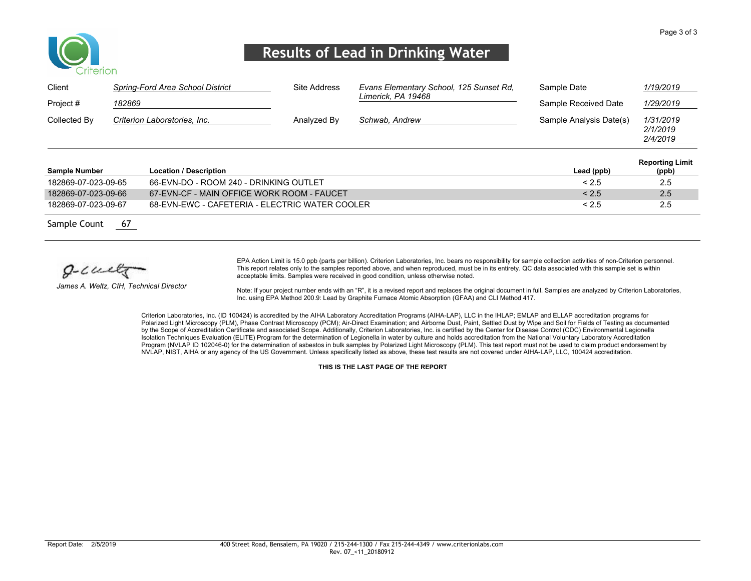# Results of Lead in Drinking Water

| | | | | | |
|---|---|---|---|---|---|
| Client | *Spring-Ford Area School District* | Site Address | *Evans Elementary School, 125 Sunset Rd, Limerick, PA 19468* | Sample Date | *1/19/2019* |
| Project # | *182869* | | | Sample Received Date | *1/29/2019* |
| Collected By | *Criterion Laboratories, Inc.* | Analyzed By | *Schwab, Andrew* | Sample Analysis Date(s) | *1/31/2019 2/1/2019 2/4/2019* |

| Sample Number | Location / Description | Lead (ppb) | Reporting Limit (ppb) |
|---|---|---|---|
| 182869-07-023-09-65 | 66-EVN-DO - ROOM 240 - DRINKING OUTLET | < 2.5 | 2.5 |
| 182869-07-023-09-66 | 67-EVN-CF - MAIN OFFICE WORK ROOM - FAUCET | < 2.5 | 2.5 |
| 182869-07-023-09-67 | 68-EVN-EWC - CAFETERIA - ELECTRIC WATER COOLER | < 2.5 | 2.5 |

Sample Count 67

*James A. Weltz, CIH, Technical Director*

EPA Action Limit is 15.0 ppb (parts per billion). Criterion Laboratories, Inc. bears no responsibility for sample collection activities of non-Criterion personnel. This report relates only to the samples reported above, and when reproduced, must be in its entirety. QC data associated with this sample set is within acceptable limits. Samples were received in good condition, unless otherwise noted.

Note: If your project number ends with an "R", it is a revised report and replaces the original document in full. Samples are analyzed by Criterion Laboratories, Inc. using EPA Method 200.9: Lead by Graphite Furnace Atomic Absorption (GFAA) and CLI Method 417.

Criterion Laboratories, Inc. (ID 100424) is accredited by the AIHA Laboratory Accreditation Programs (AIHA-LAP), LLC in the IHLAP; EMLAP and ELLAP accreditation programs for Polarized Light Microscopy (PLM), Phase Contrast Microscopy (PCM); Air-Direct Examination; and Airborne Dust, Paint, Settled Dust by Wipe and Soil for Fields of Testing as documented by the Scope of Accreditation Certificate and associated Scope. Additionally, Criterion Laboratories, Inc. is certified by the Center for Disease Control (CDC) Environmental Legionella Isolation Techniques Evaluation (ELITE) Program for the determination of Legionella in water by culture and holds accreditation from the National Voluntary Laboratory Accreditation Program (NVLAP ID 102046-0) for the determination of asbestos in bulk samples by Polarized Light Microscopy (PLM). This test report must not be used to claim product endorsement by NVLAP, NIST, AIHA or any agency of the US Government. Unless specifically listed as above, these test results are not covered under AIHA-LAP, LLC, 100424 accreditation.

**THIS IS THE LAST PAGE OF THE REPORT**

Report Date: 2/5/2019

400 Street Road, Bensalem, PA 19020 / 215-244-1300 / Fax 215-244-4349 / www.criterionlabs.com
Rev. 07_<11_20180912